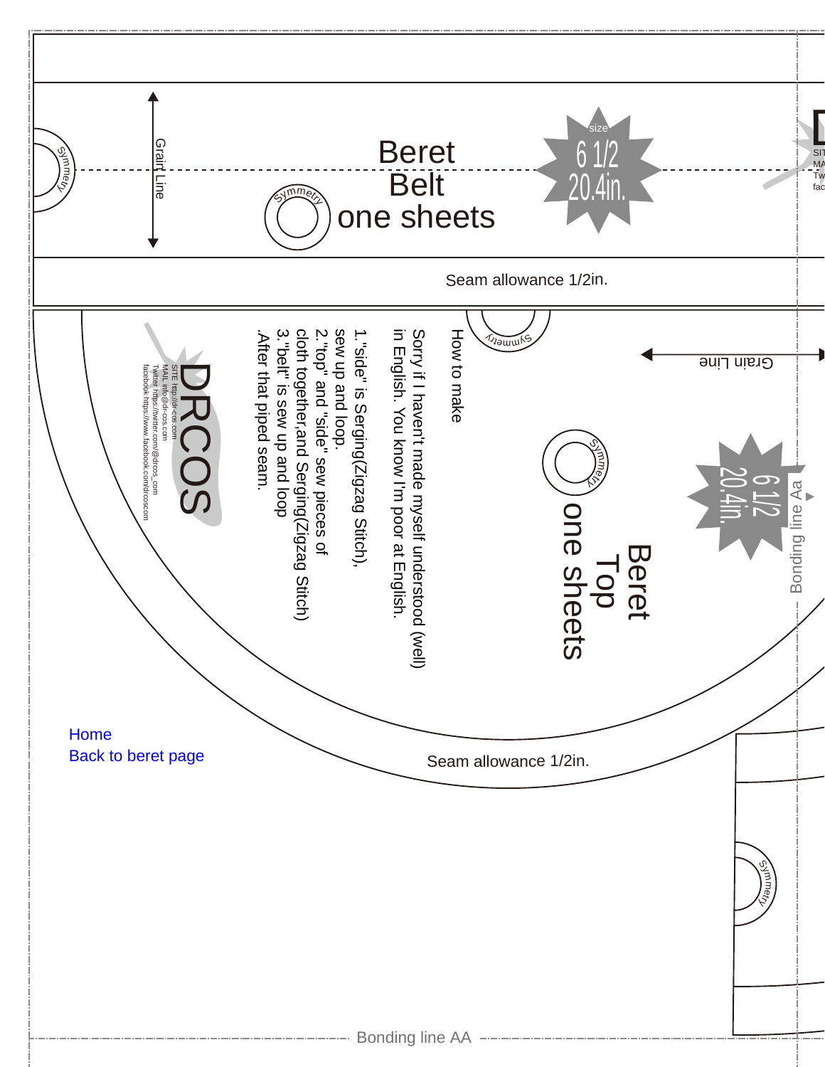Symmetry

Grain Line

# Beret Belt one sheets

Symmetry

size 6 1/2 20.4in.

Seam allowance 1/2in.

Symmetry

Grain Line

Symmetry

# Beret Top one sheets

6 1/2 20.4in.

Bonding line Aa

How to make

Sorry if I haven't made myself understood (well) in English. You know I'm poor at English.

1. "side" is Serging(Zigzag Stitch), sew up and loop.
2. "top" and "side" sew pieces of cloth together, and Serging(Zigzag Stitch)
3. "belt" is sew up and loop .After that piped seam.

DRCOS

SITE http://dr-cos.com
MAIL info@dr-cos.com
Twitter https://twitter.com/@drcos_com
facebook https://www.facebook.com/drcoscom

Home
Back to beret page

Seam allowance 1/2in.

Symmetry

Bonding line AA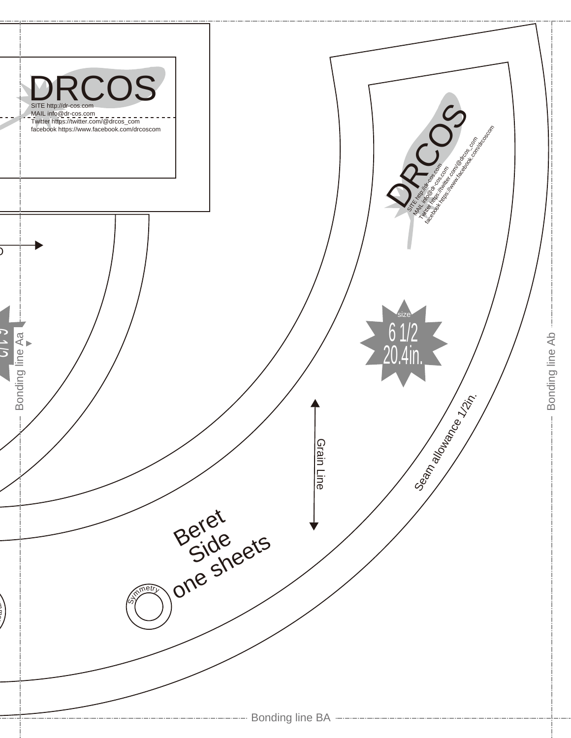DRCOS

SITE http://dr-cos.com
MAIL info@dr-cos.com
Twitter https://twitter.com/@drcos_com
facebook https://www.facebook.com/drcoscom

DRCOS

SITE http://dr-cos.com
MAIL info@dr-cos.com
Twitter https://twitter.com/@drcos_com
facebook https://www.facebook.com/drcoscom

size
6 1/2
20.4in.

Bonding line Aa

Bonding line Ab

Grain Line

Seam allowance 1/2in.

Beret
Side
one sheets

Symmetry

Bonding line BA